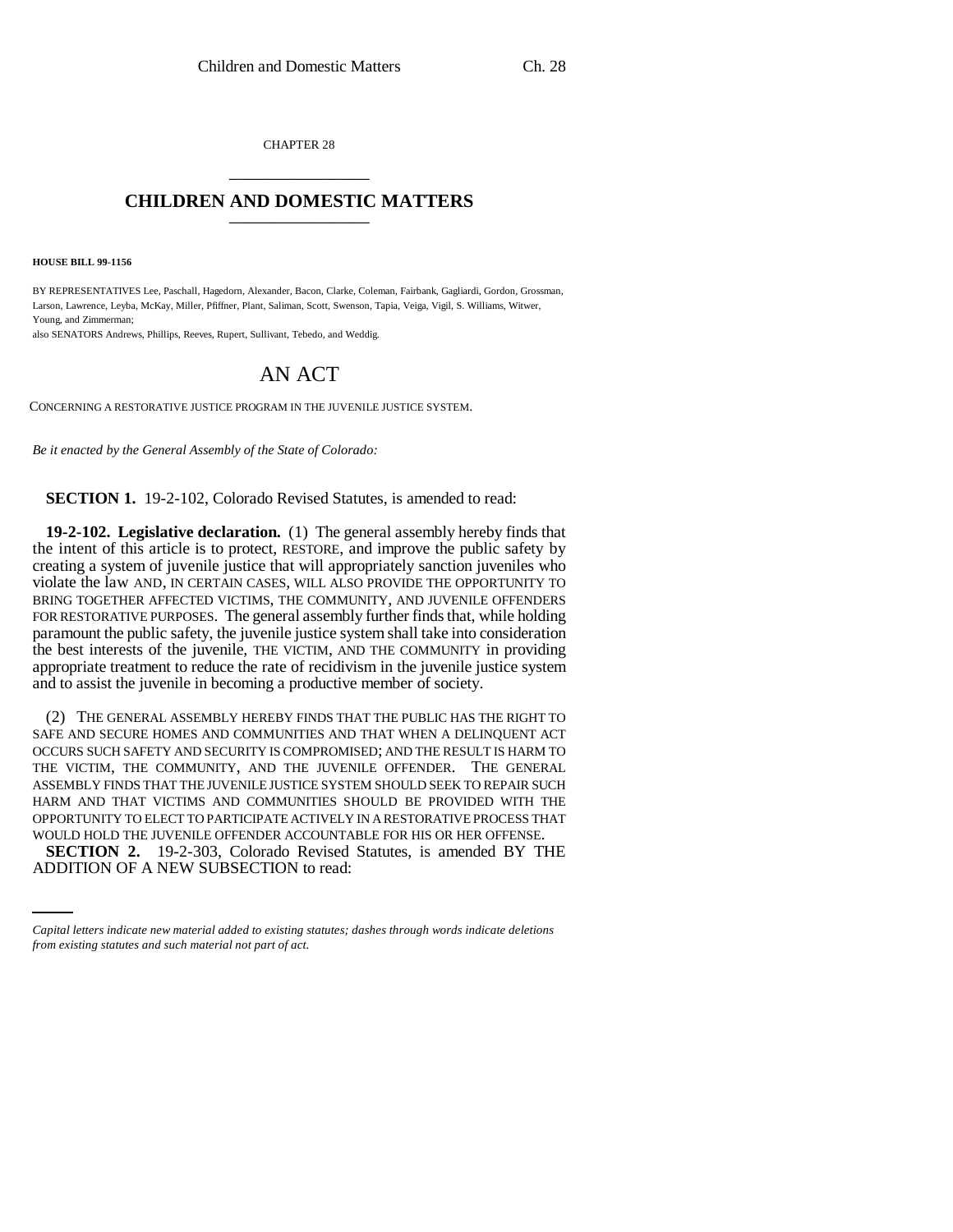CHAPTER 28

# CHILDREN AND DOMESTIC MATTERS

**HOUSE BILL 99-1156**

BY REPRESENTATIVES Lee, Paschall, Hagedorn, Alexander, Bacon, Clarke, Coleman, Fairbank, Gagliardi, Gordon, Grossman, Larson, Lawrence, Leyba, McKay, Miller, Pfiffner, Plant, Saliman, Scott, Swenson, Tapia, Veiga, Vigil, S. Williams, Witwer, Young, and Zimmerman;

also SENATORS Andrews, Phillips, Reeves, Rupert, Sullivant, Tebedo, and Weddig.

# AN ACT

CONCERNING A RESTORATIVE JUSTICE PROGRAM IN THE JUVENILE JUSTICE SYSTEM.

*Be it enacted by the General Assembly of the State of Colorado:*

**SECTION 1.** 19-2-102, Colorado Revised Statutes, is amended to read:

**19-2-102. Legislative declaration.** (1) The general assembly hereby finds that the intent of this article is to protect, RESTORE, and improve the public safety by creating a system of juvenile justice that will appropriately sanction juveniles who violate the law AND, IN CERTAIN CASES, WILL ALSO PROVIDE THE OPPORTUNITY TO BRING TOGETHER AFFECTED VICTIMS, THE COMMUNITY, AND JUVENILE OFFENDERS FOR RESTORATIVE PURPOSES. The general assembly further finds that, while holding paramount the public safety, the juvenile justice system shall take into consideration the best interests of the juvenile, THE VICTIM, AND THE COMMUNITY in providing appropriate treatment to reduce the rate of recidivism in the juvenile justice system and to assist the juvenile in becoming a productive member of society.

(2) THE GENERAL ASSEMBLY HEREBY FINDS THAT THE PUBLIC HAS THE RIGHT TO SAFE AND SECURE HOMES AND COMMUNITIES AND THAT WHEN A DELINQUENT ACT OCCURS SUCH SAFETY AND SECURITY IS COMPROMISED; AND THE RESULT IS HARM TO THE VICTIM, THE COMMUNITY, AND THE JUVENILE OFFENDER. THE GENERAL ASSEMBLY FINDS THAT THE JUVENILE JUSTICE SYSTEM SHOULD SEEK TO REPAIR SUCH HARM AND THAT VICTIMS AND COMMUNITIES SHOULD BE PROVIDED WITH THE OPPORTUNITY TO ELECT TO PARTICIPATE ACTIVELY IN A RESTORATIVE PROCESS THAT WOULD HOLD THE JUVENILE OFFENDER ACCOUNTABLE FOR HIS OR HER OFFENSE.

**SECTION 2.** 19-2-303, Colorado Revised Statutes, is amended BY THE ADDITION OF A NEW SUBSECTION to read:

*Capital letters indicate new material added to existing statutes; dashes through words indicate deletions from existing statutes and such material not part of act.*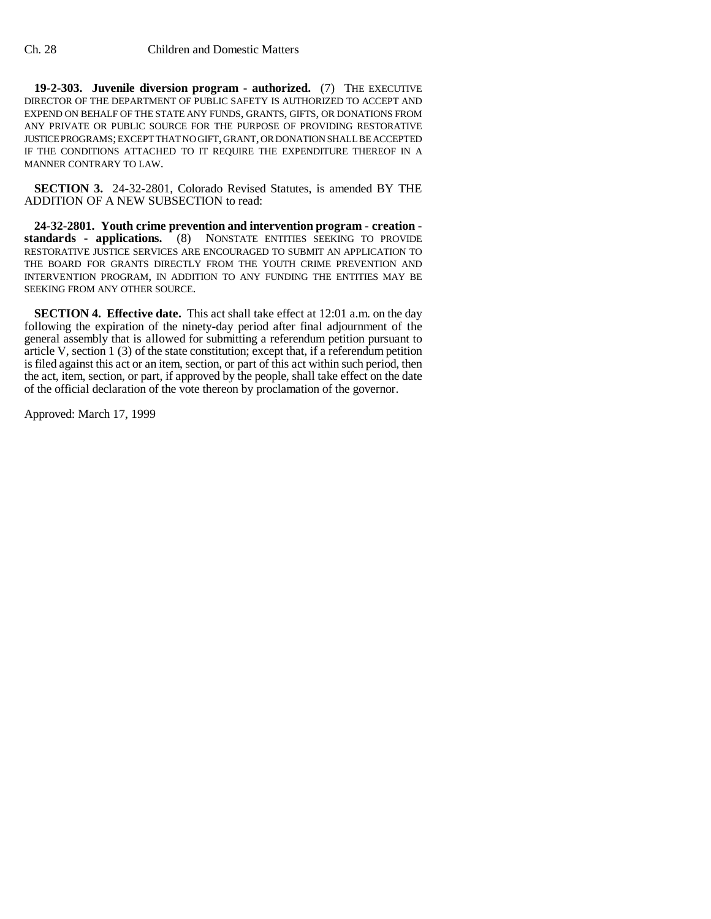**19-2-303. Juvenile diversion program - authorized.** (7) THE EXECUTIVE DIRECTOR OF THE DEPARTMENT OF PUBLIC SAFETY IS AUTHORIZED TO ACCEPT AND EXPEND ON BEHALF OF THE STATE ANY FUNDS, GRANTS, GIFTS, OR DONATIONS FROM ANY PRIVATE OR PUBLIC SOURCE FOR THE PURPOSE OF PROVIDING RESTORATIVE JUSTICE PROGRAMS; EXCEPT THAT NO GIFT, GRANT, OR DONATION SHALL BE ACCEPTED IF THE CONDITIONS ATTACHED TO IT REQUIRE THE EXPENDITURE THEREOF IN A MANNER CONTRARY TO LAW.

**SECTION 3.** 24-32-2801, Colorado Revised Statutes, is amended BY THE ADDITION OF A NEW SUBSECTION to read:

**24-32-2801. Youth crime prevention and intervention program - creation - standards - applications.** (8) NONSTATE ENTITIES SEEKING TO PROVIDE RESTORATIVE JUSTICE SERVICES ARE ENCOURAGED TO SUBMIT AN APPLICATION TO THE BOARD FOR GRANTS DIRECTLY FROM THE YOUTH CRIME PREVENTION AND INTERVENTION PROGRAM, IN ADDITION TO ANY FUNDING THE ENTITIES MAY BE SEEKING FROM ANY OTHER SOURCE.

**SECTION 4. Effective date.** This act shall take effect at 12:01 a.m. on the day following the expiration of the ninety-day period after final adjournment of the general assembly that is allowed for submitting a referendum petition pursuant to article V, section 1 (3) of the state constitution; except that, if a referendum petition is filed against this act or an item, section, or part of this act within such period, then the act, item, section, or part, if approved by the people, shall take effect on the date of the official declaration of the vote thereon by proclamation of the governor.

Approved: March 17, 1999